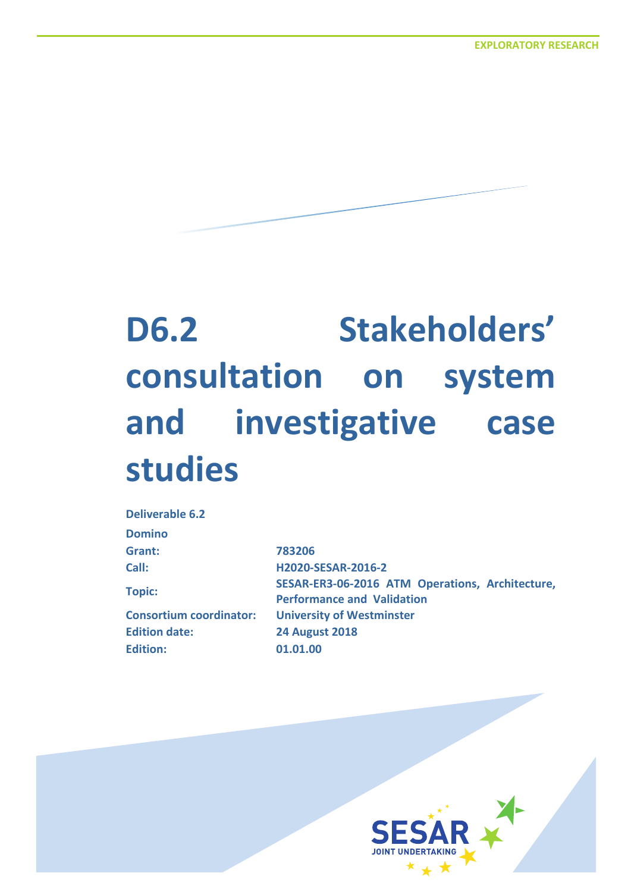EXPLORATORY RESEARCH

# D6.2 Stakeholders' consultation on system and investigative case studies

**Deliverable 6.2**

**Domino**

| | |
|---|---|
| **Grant:** | **783206** |
| **Call:** | **H2020-SESAR-2016-2** |
| **Topic:** | **SESAR-ER3-06-2016 ATM Operations, Architecture, Performance and Validation** |
| **Consortium coordinator:** | **University of Westminster** |
| **Edition date:** | **24 August 2018** |
| **Edition:** | **01.01.00** |

SESAR JOINT UNDERTAKING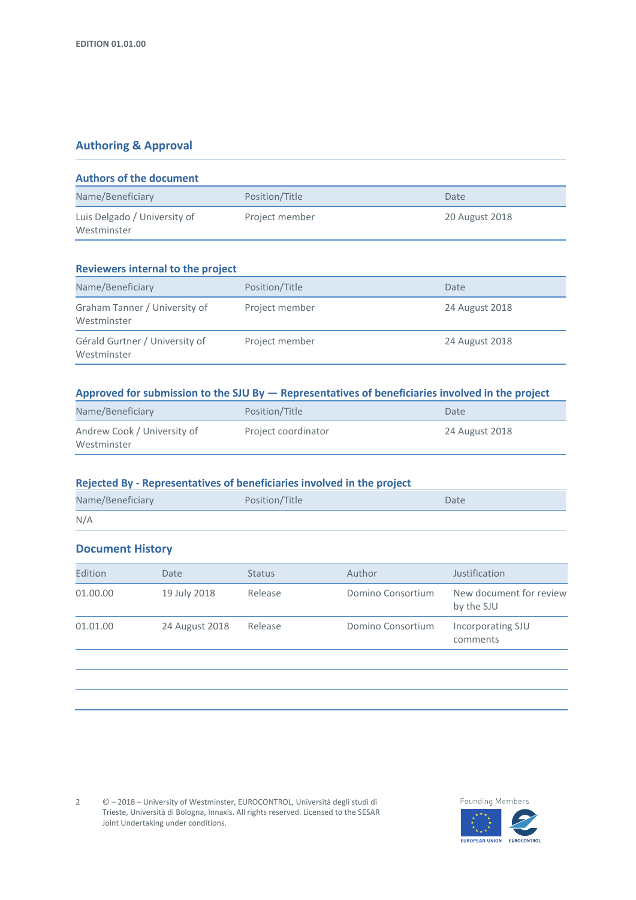## Authoring & Approval

### Authors of the document

| Name/Beneficiary | Position/Title | Date |
| --- | --- | --- |
| Luis Delgado / University of Westminster | Project member | 20 August 2018 |

### Reviewers internal to the project

| Name/Beneficiary | Position/Title | Date |
| --- | --- | --- |
| Graham Tanner / University of Westminster | Project member | 24 August 2018 |
| Gérald Gurtner / University of Westminster | Project member | 24 August 2018 |

### Approved for submission to the SJU By — Representatives of beneficiaries involved in the project

| Name/Beneficiary | Position/Title | Date |
| --- | --- | --- |
| Andrew Cook / University of Westminster | Project coordinator | 24 August 2018 |

### Rejected By - Representatives of beneficiaries involved in the project

| Name/Beneficiary | Position/Title | Date |
| --- | --- | --- |
| N/A | | |

### Document History

| Edition | Date | Status | Author | Justification |
| --- | --- | --- | --- | --- |
| 01.00.00 | 19 July 2018 | Release | Domino Consortium | New document for review by the SJU |
| 01.01.00 | 24 August 2018 | Release | Domino Consortium | Incorporating SJU comments |
| | | | | |
| | | | | |
| | | | | |

© – 2018 – University of Westminster, EUROCONTROL, Università degli studi di Trieste, Università di Bologna, Innaxis. All rights reserved. Licensed to the SESAR Joint Undertaking under conditions.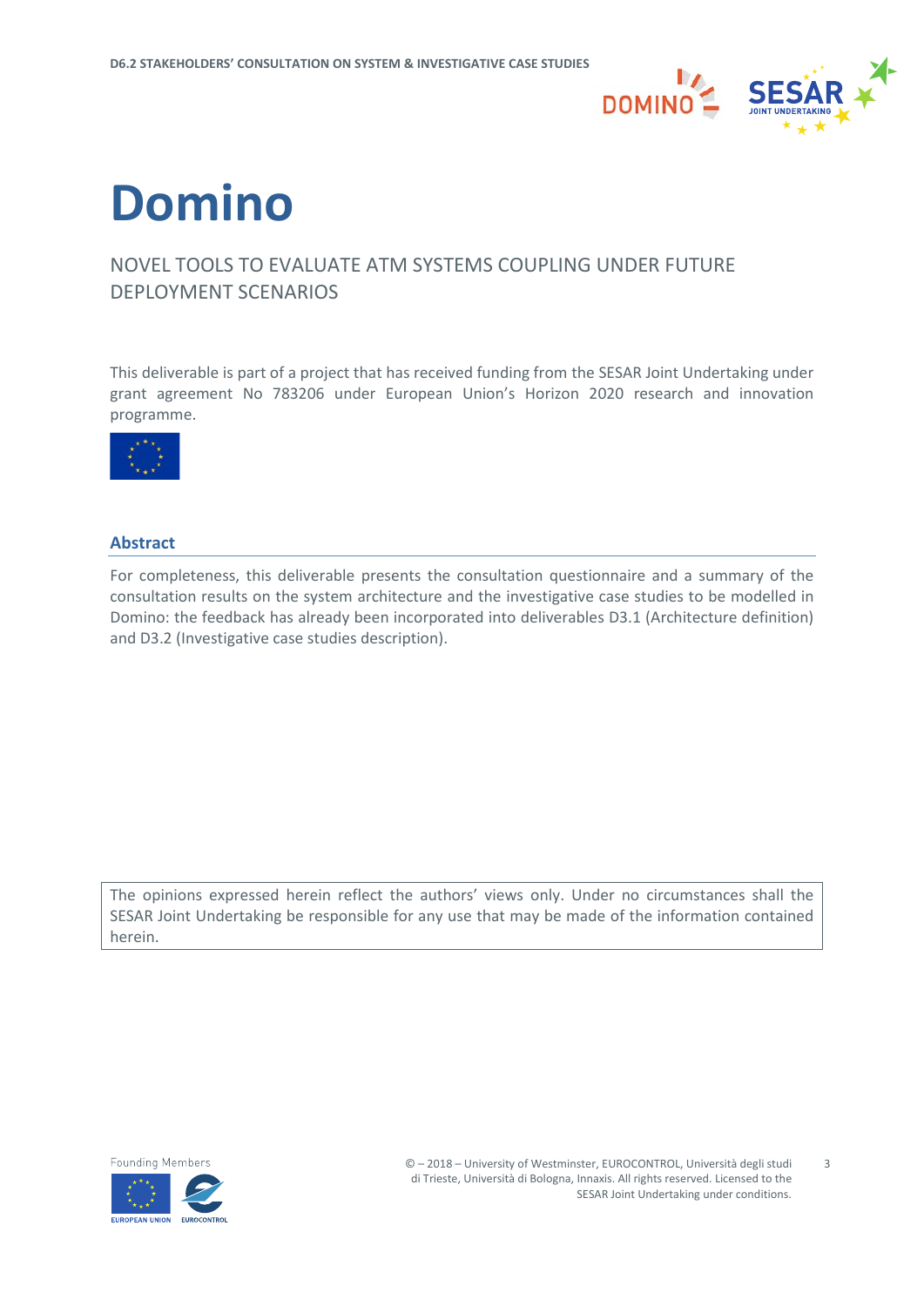# Domino

NOVEL TOOLS TO EVALUATE ATM SYSTEMS COUPLING UNDER FUTURE DEPLOYMENT SCENARIOS

This deliverable is part of a project that has received funding from the SESAR Joint Undertaking under grant agreement No 783206 under European Union's Horizon 2020 research and innovation programme.

## Abstract

For completeness, this deliverable presents the consultation questionnaire and a summary of the consultation results on the system architecture and the investigative case studies to be modelled in Domino: the feedback has already been incorporated into deliverables D3.1 (Architecture definition) and D3.2 (Investigative case studies description).

The opinions expressed herein reflect the authors' views only. Under no circumstances shall the SESAR Joint Undertaking be responsible for any use that may be made of the information contained herein.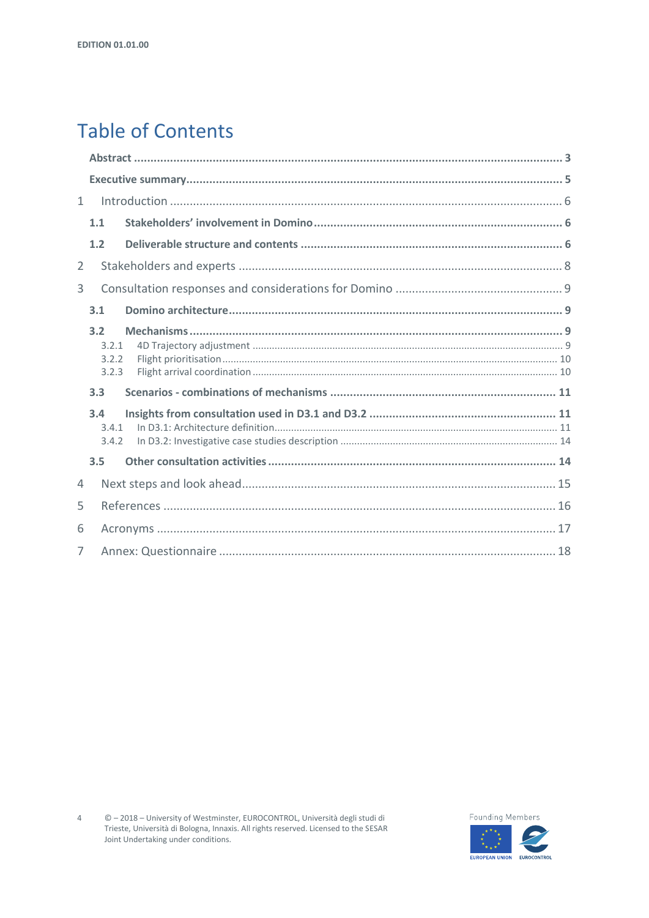# Table of Contents

**Abstract** ........................................................................ 3

**Executive summary** ........................................................................ 5

1 Introduction ........................................................................ 6

**1.1 Stakeholders' involvement in Domino** ........................................................................ 6

**1.2 Deliverable structure and contents** ........................................................................ 6

2 Stakeholders and experts ........................................................................ 8

3 Consultation responses and considerations for Domino ........................................................................ 9

**3.1 Domino architecture** ........................................................................ 9

**3.2 Mechanisms** ........................................................................ 9

3.2.1 4D Trajectory adjustment ........................................................................ 9

3.2.2 Flight prioritisation ........................................................................ 10

3.2.3 Flight arrival coordination ........................................................................ 10

**3.3 Scenarios - combinations of mechanisms** ........................................................................ 11

**3.4 Insights from consultation used in D3.1 and D3.2** ........................................................................ 11

3.4.1 In D3.1: Architecture definition ........................................................................ 11

3.4.2 In D3.2: Investigative case studies description ........................................................................ 14

**3.5 Other consultation activities** ........................................................................ 14

4 Next steps and look ahead ........................................................................ 15

5 References ........................................................................ 16

6 Acronyms ........................................................................ 17

7 Annex: Questionnaire ........................................................................ 18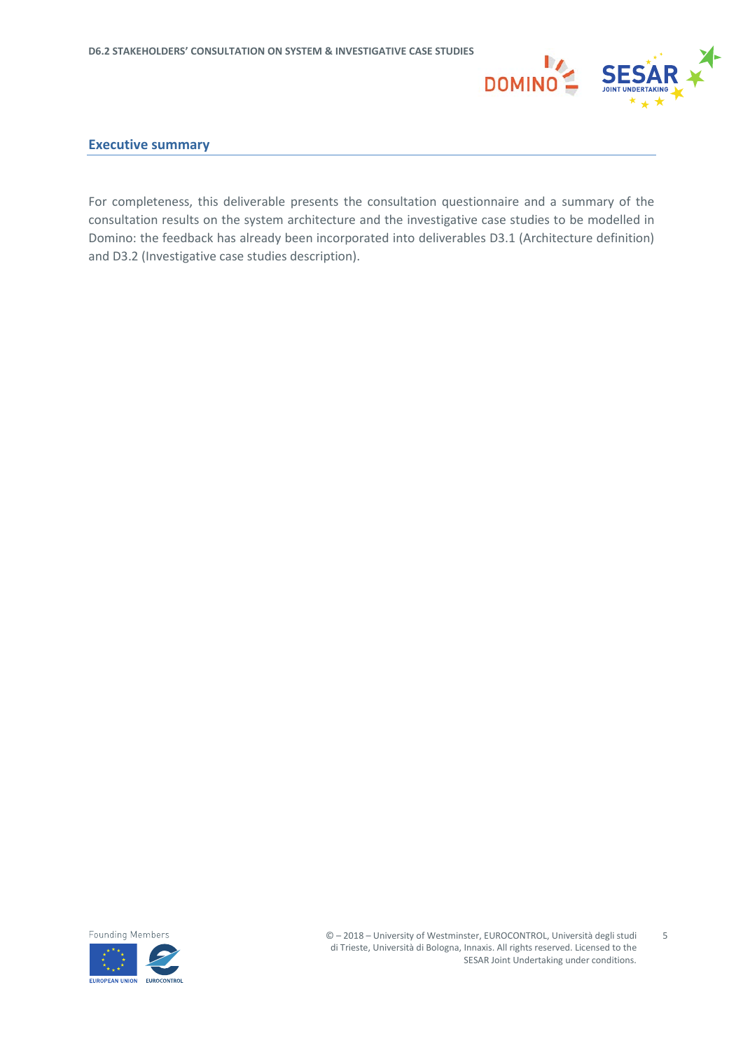## Executive summary

For completeness, this deliverable presents the consultation questionnaire and a summary of the consultation results on the system architecture and the investigative case studies to be modelled in Domino: the feedback has already been incorporated into deliverables D3.1 (Architecture definition) and D3.2 (Investigative case studies description).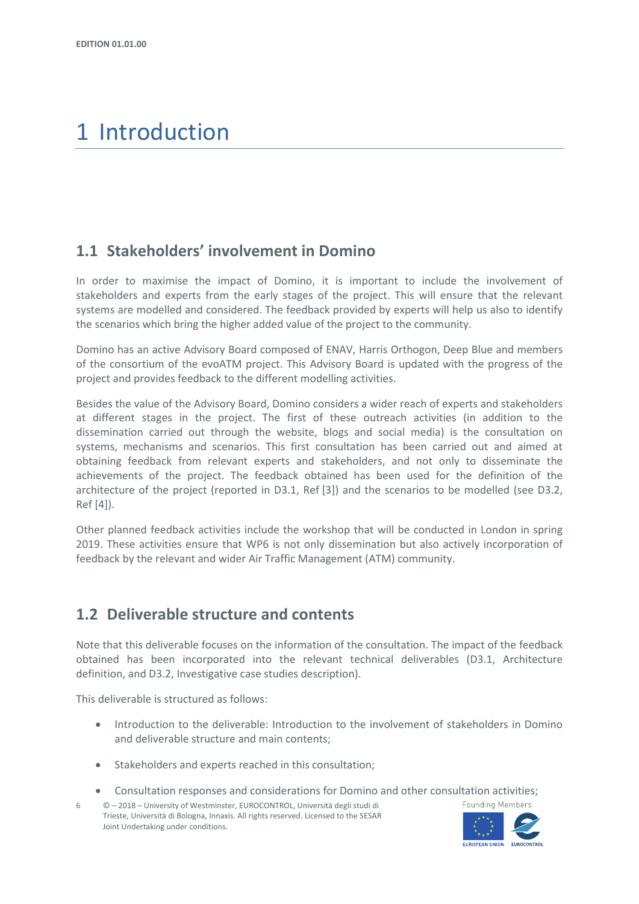# 1 Introduction

## 1.1 Stakeholders' involvement in Domino

In order to maximise the impact of Domino, it is important to include the involvement of stakeholders and experts from the early stages of the project. This will ensure that the relevant systems are modelled and considered. The feedback provided by experts will help us also to identify the scenarios which bring the higher added value of the project to the community.

Domino has an active Advisory Board composed of ENAV, Harris Orthogon, Deep Blue and members of the consortium of the evoATM project. This Advisory Board is updated with the progress of the project and provides feedback to the different modelling activities.

Besides the value of the Advisory Board, Domino considers a wider reach of experts and stakeholders at different stages in the project. The first of these outreach activities (in addition to the dissemination carried out through the website, blogs and social media) is the consultation on systems, mechanisms and scenarios. This first consultation has been carried out and aimed at obtaining feedback from relevant experts and stakeholders, and not only to disseminate the achievements of the project. The feedback obtained has been used for the definition of the architecture of the project (reported in D3.1, Ref [3]) and the scenarios to be modelled (see D3.2, Ref [4]).

Other planned feedback activities include the workshop that will be conducted in London in spring 2019. These activities ensure that WP6 is not only dissemination but also actively incorporation of feedback by the relevant and wider Air Traffic Management (ATM) community.

## 1.2 Deliverable structure and contents

Note that this deliverable focuses on the information of the consultation. The impact of the feedback obtained has been incorporated into the relevant technical deliverables (D3.1, Architecture definition, and D3.2, Investigative case studies description).

This deliverable is structured as follows:

- Introduction to the deliverable: Introduction to the involvement of stakeholders in Domino and deliverable structure and main contents;
- Stakeholders and experts reached in this consultation;
- Consultation responses and considerations for Domino and other consultation activities;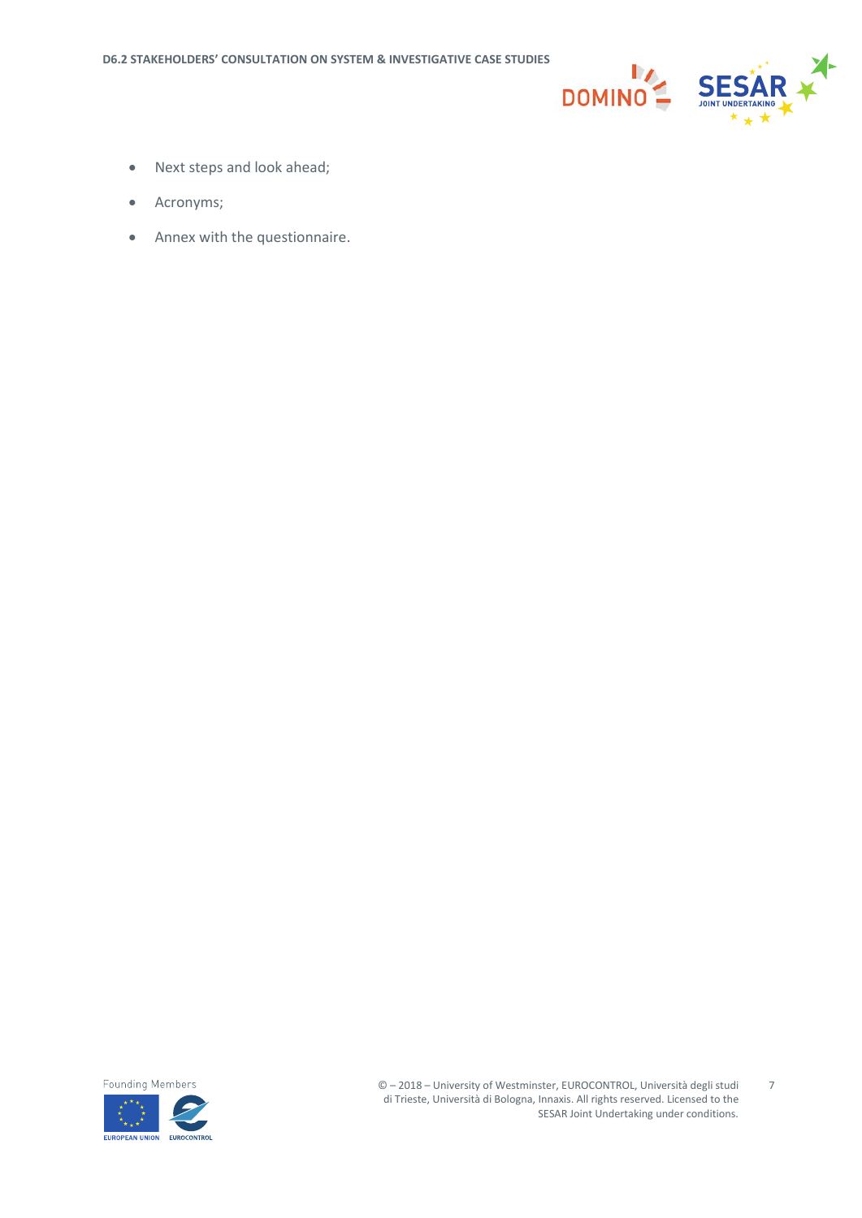- Next steps and look ahead;
- Acronyms;
- Annex with the questionnaire.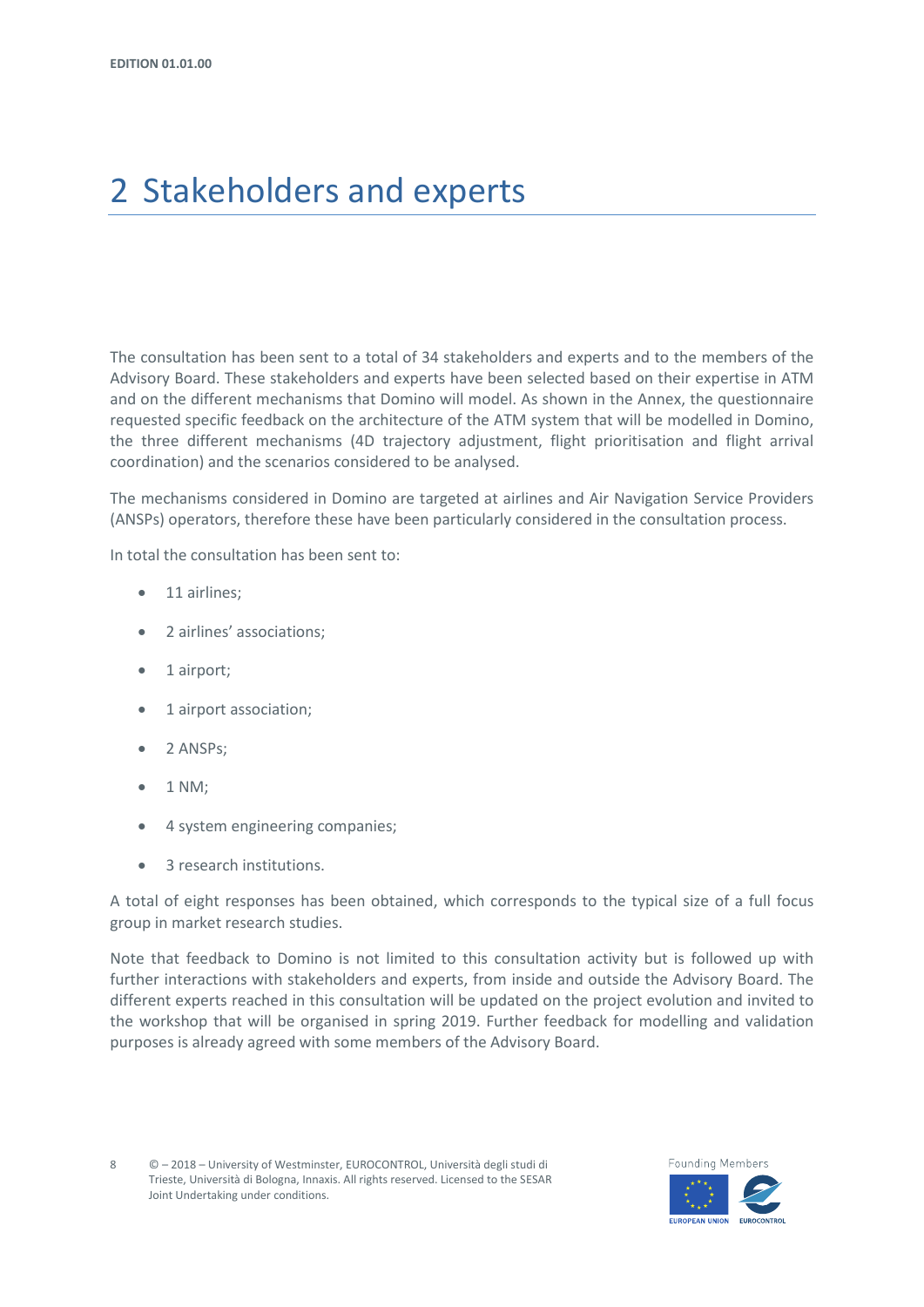# 2 Stakeholders and experts

The consultation has been sent to a total of 34 stakeholders and experts and to the members of the Advisory Board. These stakeholders and experts have been selected based on their expertise in ATM and on the different mechanisms that Domino will model. As shown in the Annex, the questionnaire requested specific feedback on the architecture of the ATM system that will be modelled in Domino, the three different mechanisms (4D trajectory adjustment, flight prioritisation and flight arrival coordination) and the scenarios considered to be analysed.

The mechanisms considered in Domino are targeted at airlines and Air Navigation Service Providers (ANSPs) operators, therefore these have been particularly considered in the consultation process.

In total the consultation has been sent to:

- 11 airlines;
- 2 airlines' associations;
- 1 airport;
- 1 airport association;
- 2 ANSPs;
- 1 NM;
- 4 system engineering companies;
- 3 research institutions.

A total of eight responses has been obtained, which corresponds to the typical size of a full focus group in market research studies.

Note that feedback to Domino is not limited to this consultation activity but is followed up with further interactions with stakeholders and experts, from inside and outside the Advisory Board. The different experts reached in this consultation will be updated on the project evolution and invited to the workshop that will be organised in spring 2019. Further feedback for modelling and validation purposes is already agreed with some members of the Advisory Board.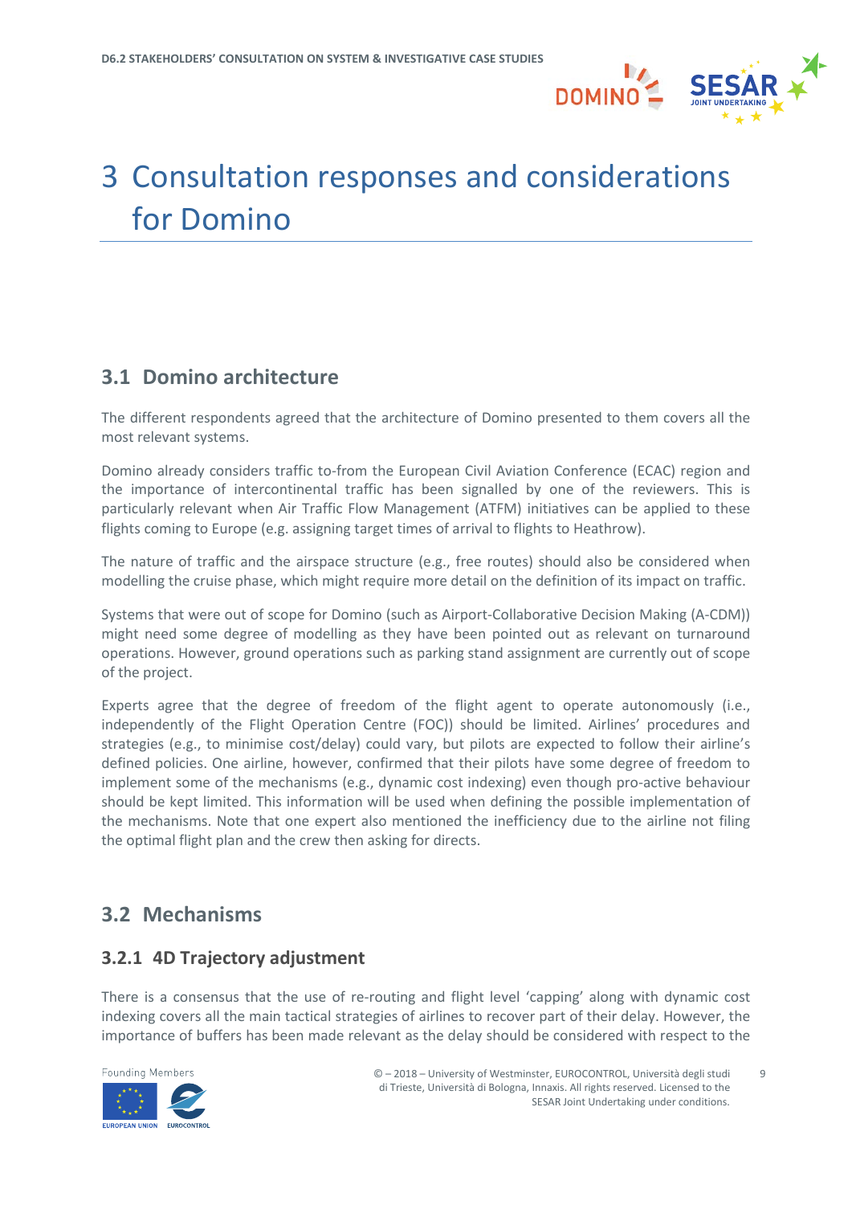# 3 Consultation responses and considerations for Domino

## 3.1 Domino architecture

The different respondents agreed that the architecture of Domino presented to them covers all the most relevant systems.

Domino already considers traffic to-from the European Civil Aviation Conference (ECAC) region and the importance of intercontinental traffic has been signalled by one of the reviewers. This is particularly relevant when Air Traffic Flow Management (ATFM) initiatives can be applied to these flights coming to Europe (e.g. assigning target times of arrival to flights to Heathrow).

The nature of traffic and the airspace structure (e.g., free routes) should also be considered when modelling the cruise phase, which might require more detail on the definition of its impact on traffic.

Systems that were out of scope for Domino (such as Airport-Collaborative Decision Making (A-CDM)) might need some degree of modelling as they have been pointed out as relevant on turnaround operations. However, ground operations such as parking stand assignment are currently out of scope of the project.

Experts agree that the degree of freedom of the flight agent to operate autonomously (i.e., independently of the Flight Operation Centre (FOC)) should be limited. Airlines' procedures and strategies (e.g., to minimise cost/delay) could vary, but pilots are expected to follow their airline's defined policies. One airline, however, confirmed that their pilots have some degree of freedom to implement some of the mechanisms (e.g., dynamic cost indexing) even though pro-active behaviour should be kept limited. This information will be used when defining the possible implementation of the mechanisms. Note that one expert also mentioned the inefficiency due to the airline not filing the optimal flight plan and the crew then asking for directs.

## 3.2 Mechanisms

### 3.2.1 4D Trajectory adjustment

There is a consensus that the use of re-routing and flight level 'capping' along with dynamic cost indexing covers all the main tactical strategies of airlines to recover part of their delay. However, the importance of buffers has been made relevant as the delay should be considered with respect to the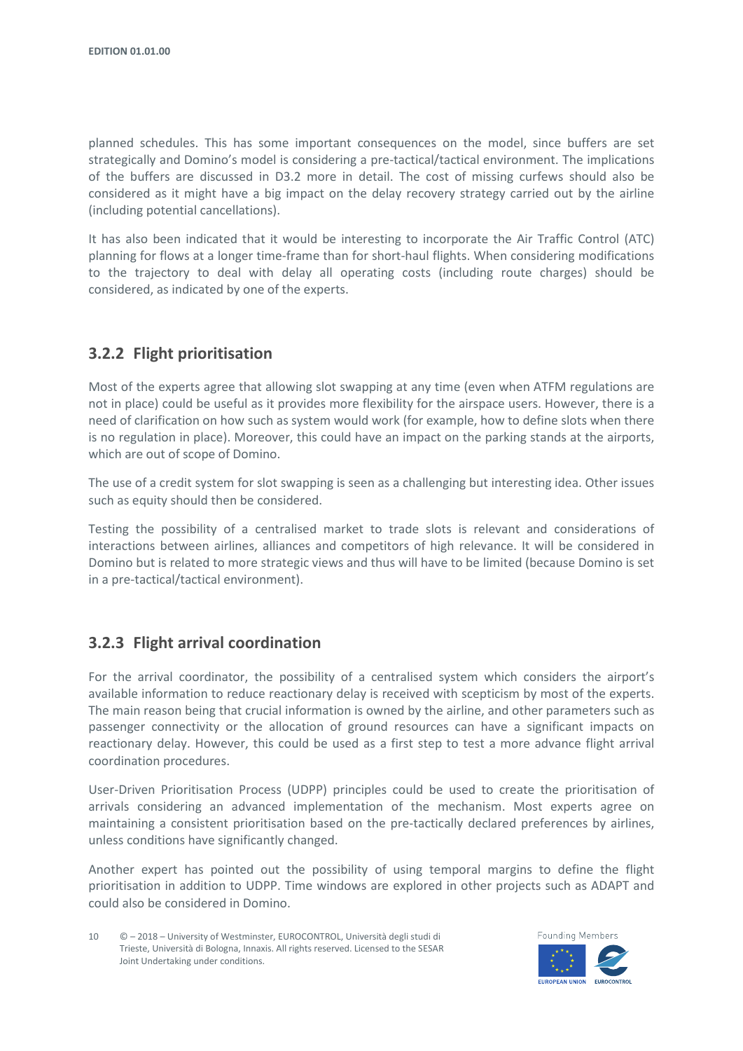planned schedules. This has some important consequences on the model, since buffers are set strategically and Domino's model is considering a pre-tactical/tactical environment. The implications of the buffers are discussed in D3.2 more in detail. The cost of missing curfews should also be considered as it might have a big impact on the delay recovery strategy carried out by the airline (including potential cancellations).

It has also been indicated that it would be interesting to incorporate the Air Traffic Control (ATC) planning for flows at a longer time-frame than for short-haul flights. When considering modifications to the trajectory to deal with delay all operating costs (including route charges) should be considered, as indicated by one of the experts.

### 3.2.2 Flight prioritisation

Most of the experts agree that allowing slot swapping at any time (even when ATFM regulations are not in place) could be useful as it provides more flexibility for the airspace users. However, there is a need of clarification on how such as system would work (for example, how to define slots when there is no regulation in place). Moreover, this could have an impact on the parking stands at the airports, which are out of scope of Domino.

The use of a credit system for slot swapping is seen as a challenging but interesting idea. Other issues such as equity should then be considered.

Testing the possibility of a centralised market to trade slots is relevant and considerations of interactions between airlines, alliances and competitors of high relevance. It will be considered in Domino but is related to more strategic views and thus will have to be limited (because Domino is set in a pre-tactical/tactical environment).

### 3.2.3 Flight arrival coordination

For the arrival coordinator, the possibility of a centralised system which considers the airport's available information to reduce reactionary delay is received with scepticism by most of the experts. The main reason being that crucial information is owned by the airline, and other parameters such as passenger connectivity or the allocation of ground resources can have a significant impacts on reactionary delay. However, this could be used as a first step to test a more advance flight arrival coordination procedures.

User-Driven Prioritisation Process (UDPP) principles could be used to create the prioritisation of arrivals considering an advanced implementation of the mechanism. Most experts agree on maintaining a consistent prioritisation based on the pre-tactically declared preferences by airlines, unless conditions have significantly changed.

Another expert has pointed out the possibility of using temporal margins to define the flight prioritisation in addition to UDPP. Time windows are explored in other projects such as ADAPT and could also be considered in Domino.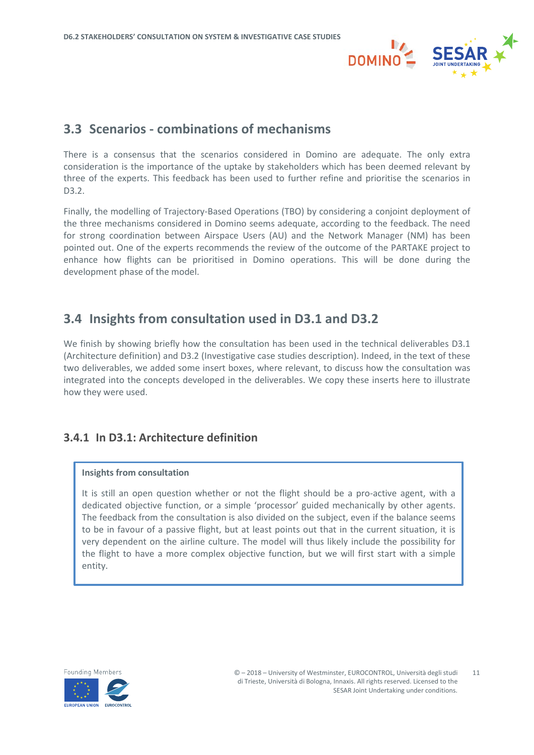## 3.3 Scenarios - combinations of mechanisms

There is a consensus that the scenarios considered in Domino are adequate. The only extra consideration is the importance of the uptake by stakeholders which has been deemed relevant by three of the experts. This feedback has been used to further refine and prioritise the scenarios in D3.2.

Finally, the modelling of Trajectory-Based Operations (TBO) by considering a conjoint deployment of the three mechanisms considered in Domino seems adequate, according to the feedback. The need for strong coordination between Airspace Users (AU) and the Network Manager (NM) has been pointed out. One of the experts recommends the review of the outcome of the PARTAKE project to enhance how flights can be prioritised in Domino operations. This will be done during the development phase of the model.

## 3.4 Insights from consultation used in D3.1 and D3.2

We finish by showing briefly how the consultation has been used in the technical deliverables D3.1 (Architecture definition) and D3.2 (Investigative case studies description). Indeed, in the text of these two deliverables, we added some insert boxes, where relevant, to discuss how the consultation was integrated into the concepts developed in the deliverables. We copy these inserts here to illustrate how they were used.

### 3.4.1 In D3.1: Architecture definition

**Insights from consultation**

It is still an open question whether or not the flight should be a pro-active agent, with a dedicated objective function, or a simple 'processor' guided mechanically by other agents. The feedback from the consultation is also divided on the subject, even if the balance seems to be in favour of a passive flight, but at least points out that in the current situation, it is very dependent on the airline culture. The model will thus likely include the possibility for the flight to have a more complex objective function, but we will first start with a simple entity.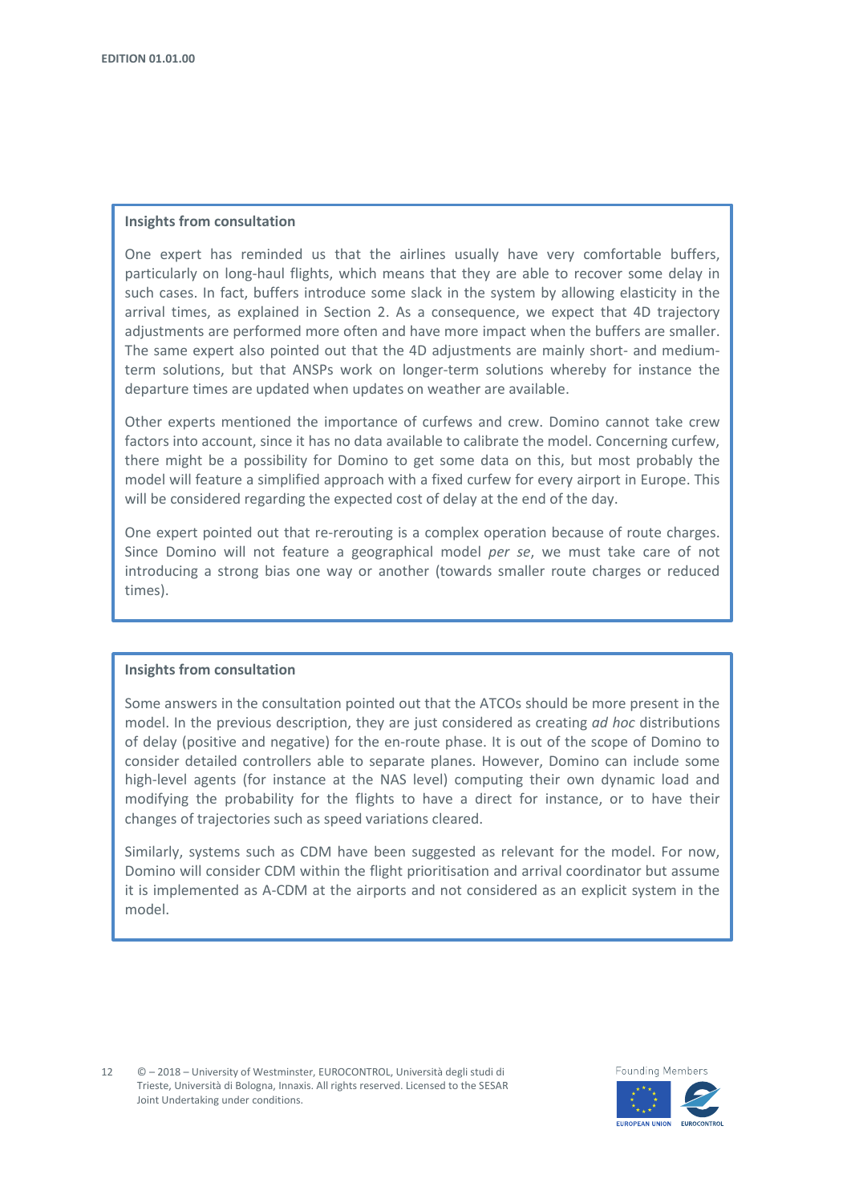**Insights from consultation**

One expert has reminded us that the airlines usually have very comfortable buffers, particularly on long-haul flights, which means that they are able to recover some delay in such cases. In fact, buffers introduce some slack in the system by allowing elasticity in the arrival times, as explained in Section 2. As a consequence, we expect that 4D trajectory adjustments are performed more often and have more impact when the buffers are smaller. The same expert also pointed out that the 4D adjustments are mainly short- and medium-term solutions, but that ANSPs work on longer-term solutions whereby for instance the departure times are updated when updates on weather are available.

Other experts mentioned the importance of curfews and crew. Domino cannot take crew factors into account, since it has no data available to calibrate the model. Concerning curfew, there might be a possibility for Domino to get some data on this, but most probably the model will feature a simplified approach with a fixed curfew for every airport in Europe. This will be considered regarding the expected cost of delay at the end of the day.

One expert pointed out that re-rerouting is a complex operation because of route charges. Since Domino will not feature a geographical model *per se*, we must take care of not introducing a strong bias one way or another (towards smaller route charges or reduced times).

**Insights from consultation**

Some answers in the consultation pointed out that the ATCOs should be more present in the model. In the previous description, they are just considered as creating *ad hoc* distributions of delay (positive and negative) for the en-route phase. It is out of the scope of Domino to consider detailed controllers able to separate planes. However, Domino can include some high-level agents (for instance at the NAS level) computing their own dynamic load and modifying the probability for the flights to have a direct for instance, or to have their changes of trajectories such as speed variations cleared.

Similarly, systems such as CDM have been suggested as relevant for the model. For now, Domino will consider CDM within the flight prioritisation and arrival coordinator but assume it is implemented as A-CDM at the airports and not considered as an explicit system in the model.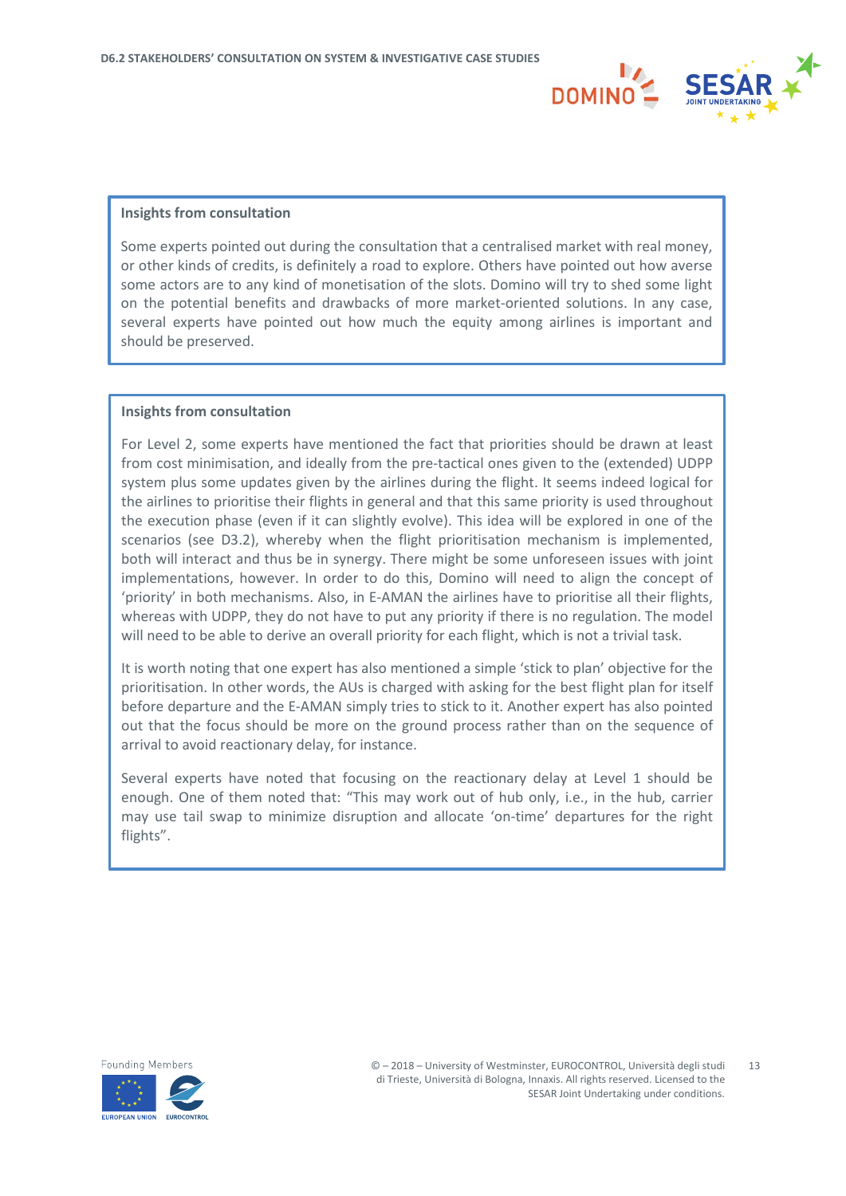**Insights from consultation**

Some experts pointed out during the consultation that a centralised market with real money, or other kinds of credits, is definitely a road to explore. Others have pointed out how averse some actors are to any kind of monetisation of the slots. Domino will try to shed some light on the potential benefits and drawbacks of more market-oriented solutions. In any case, several experts have pointed out how much the equity among airlines is important and should be preserved.

**Insights from consultation**

For Level 2, some experts have mentioned the fact that priorities should be drawn at least from cost minimisation, and ideally from the pre-tactical ones given to the (extended) UDPP system plus some updates given by the airlines during the flight. It seems indeed logical for the airlines to prioritise their flights in general and that this same priority is used throughout the execution phase (even if it can slightly evolve). This idea will be explored in one of the scenarios (see D3.2), whereby when the flight prioritisation mechanism is implemented, both will interact and thus be in synergy. There might be some unforeseen issues with joint implementations, however. In order to do this, Domino will need to align the concept of 'priority' in both mechanisms. Also, in E-AMAN the airlines have to prioritise all their flights, whereas with UDPP, they do not have to put any priority if there is no regulation. The model will need to be able to derive an overall priority for each flight, which is not a trivial task.

It is worth noting that one expert has also mentioned a simple 'stick to plan' objective for the prioritisation. In other words, the AUs is charged with asking for the best flight plan for itself before departure and the E-AMAN simply tries to stick to it. Another expert has also pointed out that the focus should be more on the ground process rather than on the sequence of arrival to avoid reactionary delay, for instance.

Several experts have noted that focusing on the reactionary delay at Level 1 should be enough. One of them noted that: "This may work out of hub only, i.e., in the hub, carrier may use tail swap to minimize disruption and allocate 'on-time' departures for the right flights".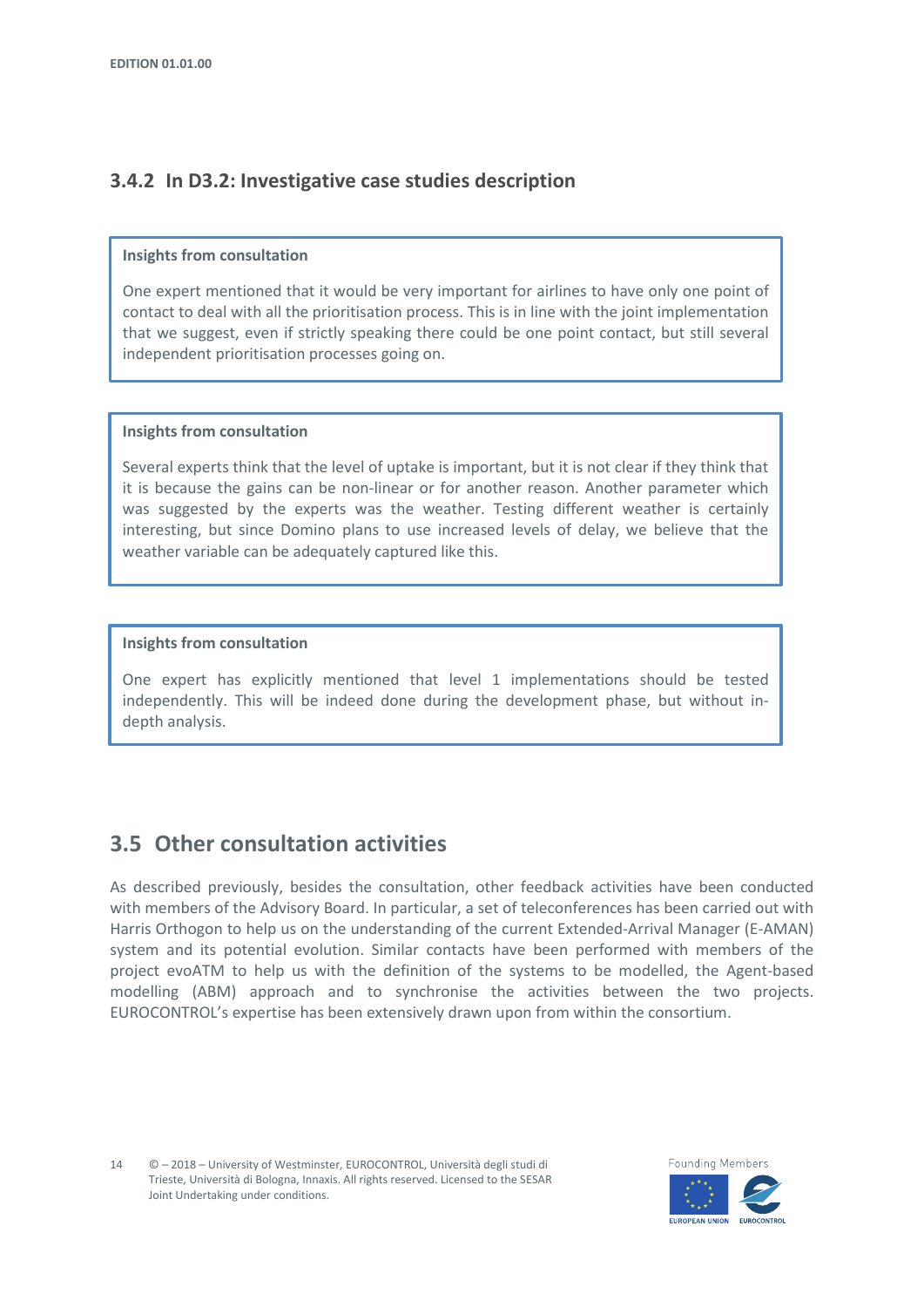### 3.4.2 In D3.2: Investigative case studies description

**Insights from consultation**

One expert mentioned that it would be very important for airlines to have only one point of contact to deal with all the prioritisation process. This is in line with the joint implementation that we suggest, even if strictly speaking there could be one point contact, but still several independent prioritisation processes going on.

**Insights from consultation**

Several experts think that the level of uptake is important, but it is not clear if they think that it is because the gains can be non-linear or for another reason. Another parameter which was suggested by the experts was the weather. Testing different weather is certainly interesting, but since Domino plans to use increased levels of delay, we believe that the weather variable can be adequately captured like this.

**Insights from consultation**

One expert has explicitly mentioned that level 1 implementations should be tested independently. This will be indeed done during the development phase, but without in-depth analysis.

## 3.5 Other consultation activities

As described previously, besides the consultation, other feedback activities have been conducted with members of the Advisory Board. In particular, a set of teleconferences has been carried out with Harris Orthogon to help us on the understanding of the current Extended-Arrival Manager (E-AMAN) system and its potential evolution. Similar contacts have been performed with members of the project evoATM to help us with the definition of the systems to be modelled, the Agent-based modelling (ABM) approach and to synchronise the activities between the two projects. EUROCONTROL's expertise has been extensively drawn upon from within the consortium.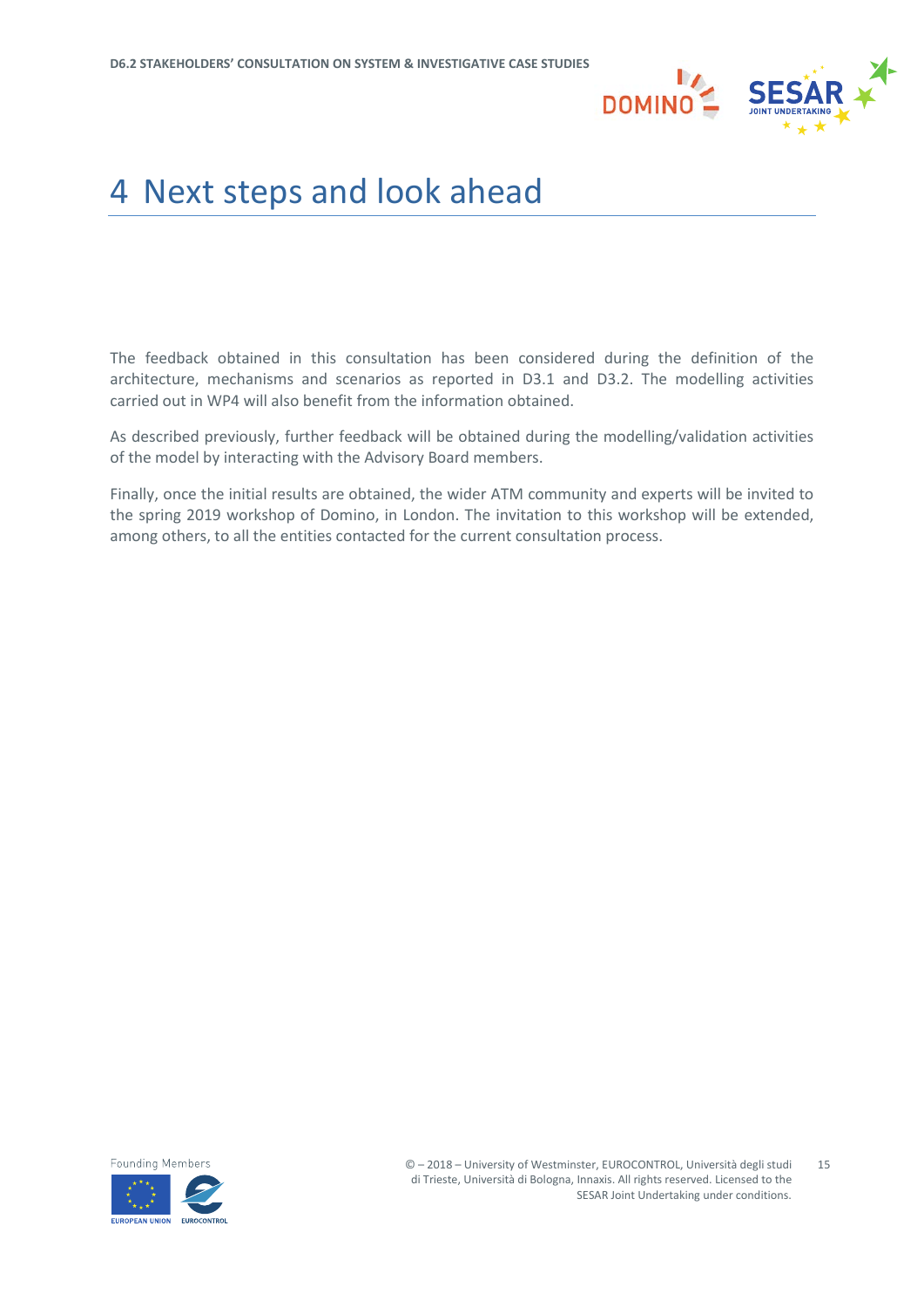# 4 Next steps and look ahead

The feedback obtained in this consultation has been considered during the definition of the architecture, mechanisms and scenarios as reported in D3.1 and D3.2. The modelling activities carried out in WP4 will also benefit from the information obtained.

As described previously, further feedback will be obtained during the modelling/validation activities of the model by interacting with the Advisory Board members.

Finally, once the initial results are obtained, the wider ATM community and experts will be invited to the spring 2019 workshop of Domino, in London. The invitation to this workshop will be extended, among others, to all the entities contacted for the current consultation process.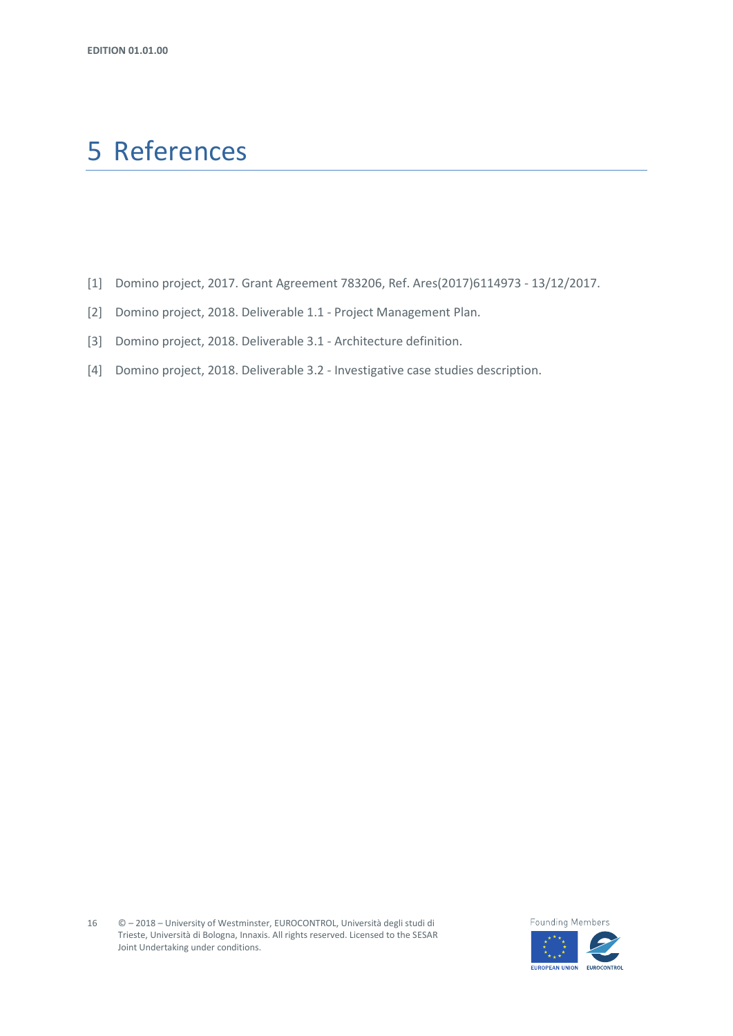# 5 References

[1] Domino project, 2017. Grant Agreement 783206, Ref. Ares(2017)6114973 - 13/12/2017.

[2] Domino project, 2018. Deliverable 1.1 - Project Management Plan.

[3] Domino project, 2018. Deliverable 3.1 - Architecture definition.

[4] Domino project, 2018. Deliverable 3.2 - Investigative case studies description.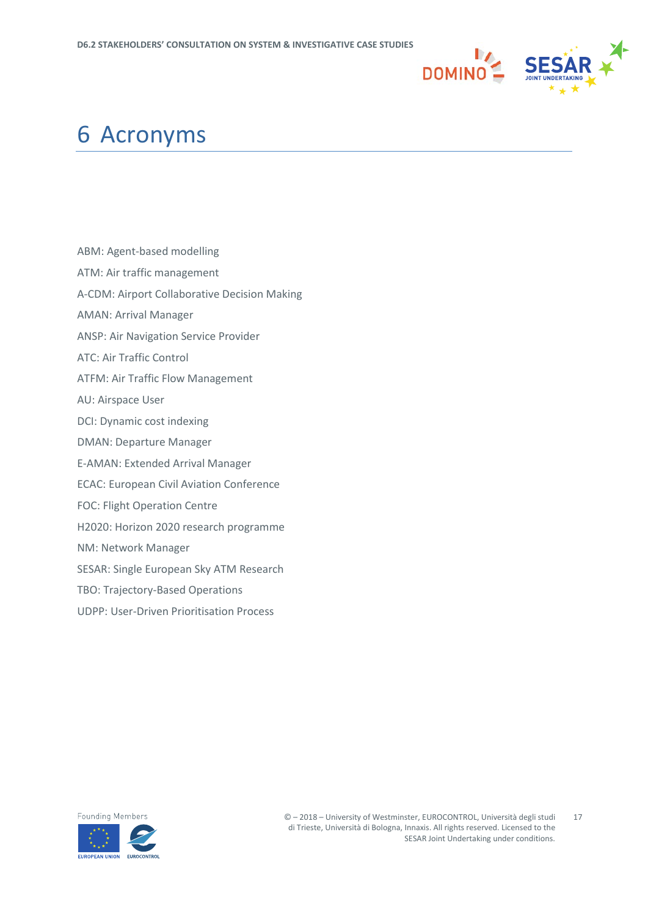# 6 Acronyms

ABM: Agent-based modelling

ATM: Air traffic management

A-CDM: Airport Collaborative Decision Making

AMAN: Arrival Manager

ANSP: Air Navigation Service Provider

ATC: Air Traffic Control

ATFM: Air Traffic Flow Management

AU: Airspace User

DCI: Dynamic cost indexing

DMAN: Departure Manager

E-AMAN: Extended Arrival Manager

ECAC: European Civil Aviation Conference

FOC: Flight Operation Centre

H2020: Horizon 2020 research programme

NM: Network Manager

SESAR: Single European Sky ATM Research

TBO: Trajectory-Based Operations

UDPP: User-Driven Prioritisation Process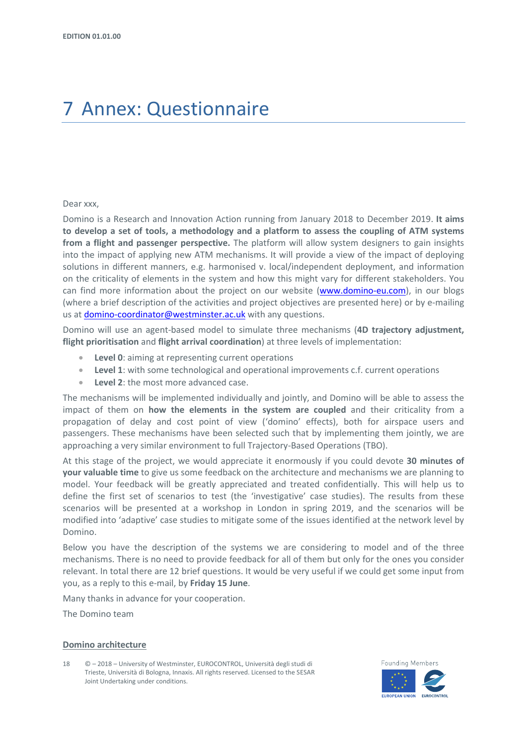# 7 Annex: Questionnaire

Dear xxx,

Domino is a Research and Innovation Action running from January 2018 to December 2019. **It aims to develop a set of tools, a methodology and a platform to assess the coupling of ATM systems from a flight and passenger perspective.** The platform will allow system designers to gain insights into the impact of applying new ATM mechanisms. It will provide a view of the impact of deploying solutions in different manners, e.g. harmonised v. local/independent deployment, and information on the criticality of elements in the system and how this might vary for different stakeholders. You can find more information about the project on our website ([www.domino-eu.com](www.domino-eu.com)), in our blogs (where a brief description of the activities and project objectives are presented here) or by e-mailing us at [domino-coordinator@westminster.ac.uk](mailto:domino-coordinator@westminster.ac.uk) with any questions.

Domino will use an agent-based model to simulate three mechanisms (**4D trajectory adjustment, flight prioritisation** and **flight arrival coordination**) at three levels of implementation:

- **Level 0**: aiming at representing current operations
- **Level 1**: with some technological and operational improvements c.f. current operations
- **Level 2**: the most more advanced case.

The mechanisms will be implemented individually and jointly, and Domino will be able to assess the impact of them on **how the elements in the system are coupled** and their criticality from a propagation of delay and cost point of view ('domino' effects), both for airspace users and passengers. These mechanisms have been selected such that by implementing them jointly, we are approaching a very similar environment to full Trajectory-Based Operations (TBO).

At this stage of the project, we would appreciate it enormously if you could devote **30 minutes of your valuable time** to give us some feedback on the architecture and mechanisms we are planning to model. Your feedback will be greatly appreciated and treated confidentially. This will help us to define the first set of scenarios to test (the 'investigative' case studies). The results from these scenarios will be presented at a workshop in London in spring 2019, and the scenarios will be modified into 'adaptive' case studies to mitigate some of the issues identified at the network level by Domino.

Below you have the description of the systems we are considering to model and of the three mechanisms. There is no need to provide feedback for all of them but only for the ones you consider relevant. In total there are 12 brief questions. It would be very useful if we could get some input from you, as a reply to this e-mail, by **Friday 15 June**.

Many thanks in advance for your cooperation.

The Domino team

**Domino architecture**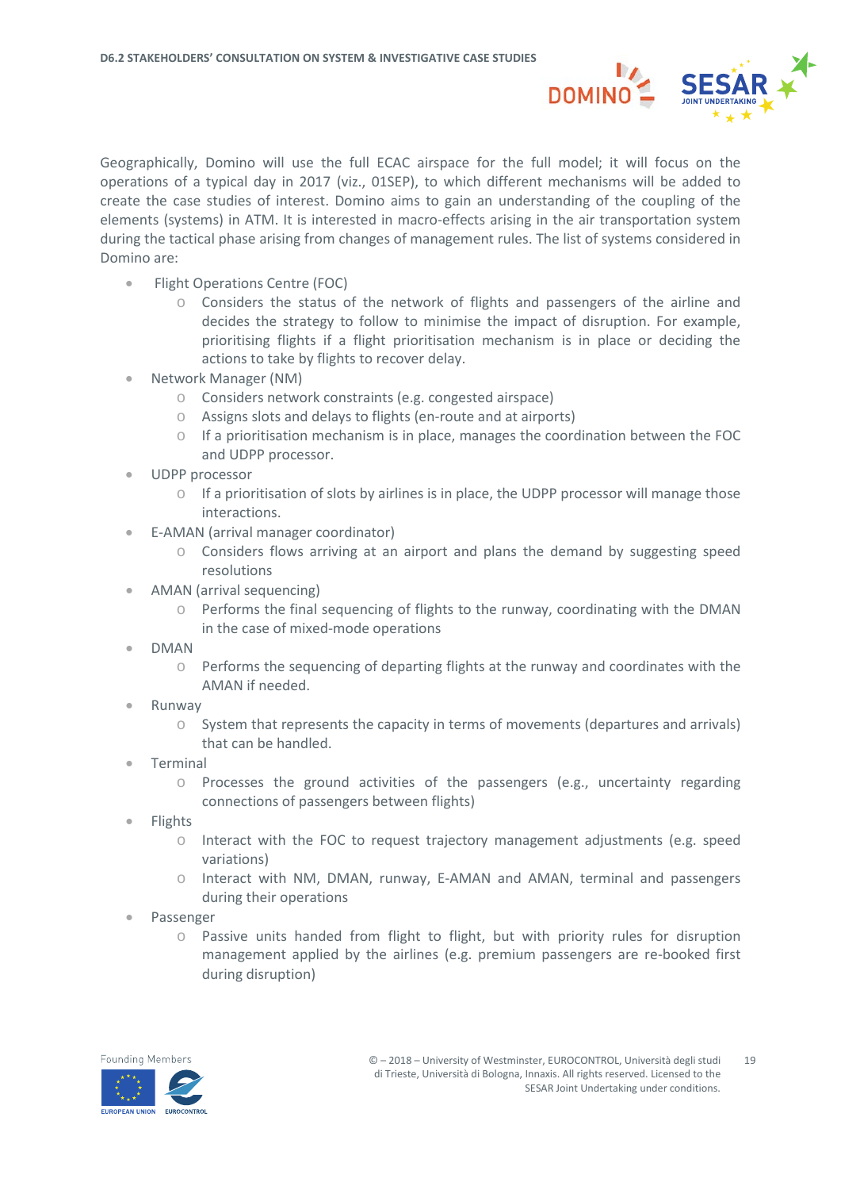Geographically, Domino will use the full ECAC airspace for the full model; it will focus on the operations of a typical day in 2017 (viz., 01SEP), to which different mechanisms will be added to create the case studies of interest. Domino aims to gain an understanding of the coupling of the elements (systems) in ATM. It is interested in macro-effects arising in the air transportation system during the tactical phase arising from changes of management rules. The list of systems considered in Domino are:

- Flight Operations Centre (FOC)
  - Considers the status of the network of flights and passengers of the airline and decides the strategy to follow to minimise the impact of disruption. For example, prioritising flights if a flight prioritisation mechanism is in place or deciding the actions to take by flights to recover delay.
- Network Manager (NM)
  - Considers network constraints (e.g. congested airspace)
  - Assigns slots and delays to flights (en-route and at airports)
  - If a prioritisation mechanism is in place, manages the coordination between the FOC and UDPP processor.
- UDPP processor
  - If a prioritisation of slots by airlines is in place, the UDPP processor will manage those interactions.
- E-AMAN (arrival manager coordinator)
  - Considers flows arriving at an airport and plans the demand by suggesting speed resolutions
- AMAN (arrival sequencing)
  - Performs the final sequencing of flights to the runway, coordinating with the DMAN in the case of mixed-mode operations
- DMAN
  - Performs the sequencing of departing flights at the runway and coordinates with the AMAN if needed.
- Runway
  - System that represents the capacity in terms of movements (departures and arrivals) that can be handled.
- Terminal
  - Processes the ground activities of the passengers (e.g., uncertainty regarding connections of passengers between flights)
- Flights
  - Interact with the FOC to request trajectory management adjustments (e.g. speed variations)
  - Interact with NM, DMAN, runway, E-AMAN and AMAN, terminal and passengers during their operations
- Passenger
  - Passive units handed from flight to flight, but with priority rules for disruption management applied by the airlines (e.g. premium passengers are re-booked first during disruption)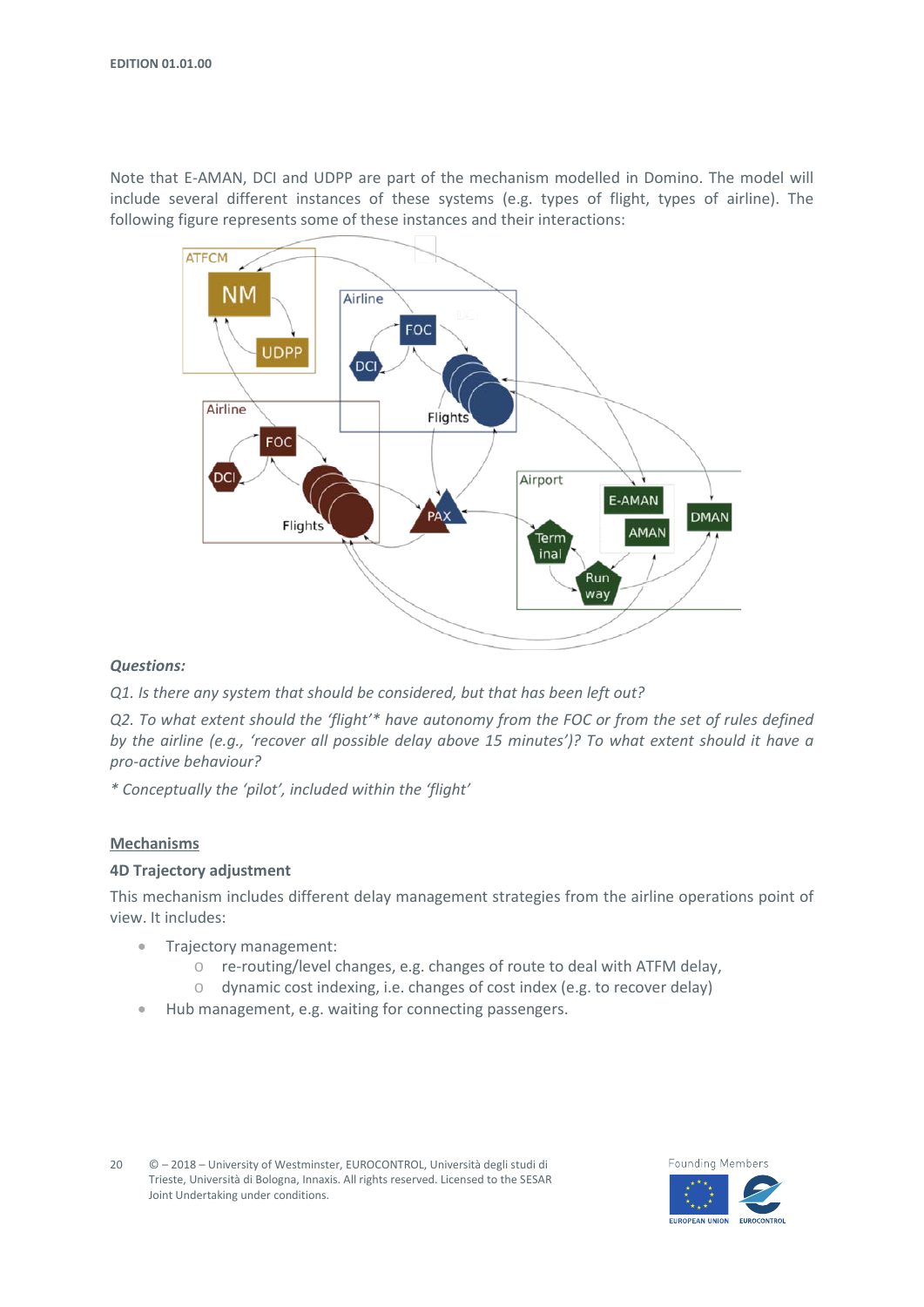Note that E-AMAN, DCI and UDPP are part of the mechanism modelled in Domino. The model will include several different instances of these systems (e.g. types of flight, types of airline). The following figure represents some of these instances and their interactions:

***Questions:***

*Q1. Is there any system that should be considered, but that has been left out?*

*Q2. To what extent should the 'flight'* have autonomy from the FOC or from the set of rules defined by the airline (e.g., 'recover all possible delay above 15 minutes')? To what extent should it have a pro-active behaviour?*

*\* Conceptually the 'pilot', included within the 'flight'*

## Mechanisms

### 4D Trajectory adjustment

This mechanism includes different delay management strategies from the airline operations point of view. It includes:

- Trajectory management:
  - re-routing/level changes, e.g. changes of route to deal with ATFM delay,
  - dynamic cost indexing, i.e. changes of cost index (e.g. to recover delay)
- Hub management, e.g. waiting for connecting passengers.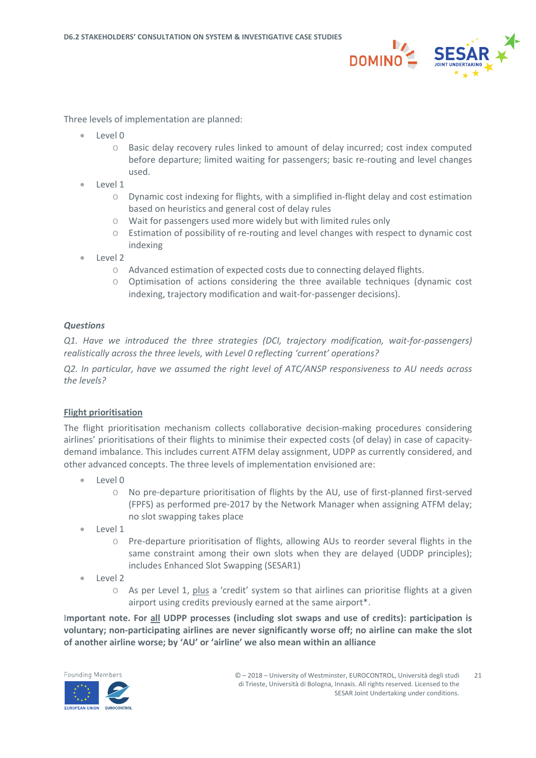Three levels of implementation are planned:

- Level 0
  - Basic delay recovery rules linked to amount of delay incurred; cost index computed before departure; limited waiting for passengers; basic re-routing and level changes used.
- Level 1
  - Dynamic cost indexing for flights, with a simplified in-flight delay and cost estimation based on heuristics and general cost of delay rules
  - Wait for passengers used more widely but with limited rules only
  - Estimation of possibility of re-routing and level changes with respect to dynamic cost indexing
- Level 2
  - Advanced estimation of expected costs due to connecting delayed flights.
  - Optimisation of actions considering the three available techniques (dynamic cost indexing, trajectory modification and wait-for-passenger decisions).

***Questions***

*Q1. Have we introduced the three strategies (DCI, trajectory modification, wait-for-passengers) realistically across the three levels, with Level 0 reflecting 'current' operations?*

*Q2. In particular, have we assumed the right level of ATC/ANSP responsiveness to AU needs across the levels?*

**<u>Flight prioritisation</u>**

The flight prioritisation mechanism collects collaborative decision-making procedures considering airlines' prioritisations of their flights to minimise their expected costs (of delay) in case of capacity-demand imbalance. This includes current ATFM delay assignment, UDPP as currently considered, and other advanced concepts. The three levels of implementation envisioned are:

- Level 0
  - No pre-departure prioritisation of flights by the AU, use of first-planned first-served (FPFS) as performed pre-2017 by the Network Manager when assigning ATFM delay; no slot swapping takes place
- Level 1
  - Pre-departure prioritisation of flights, allowing AUs to reorder several flights in the same constraint among their own slots when they are delayed (UDDP principles); includes Enhanced Slot Swapping (SESAR1)
- Level 2
  - As per Level 1, <u>plus</u> a 'credit' system so that airlines can prioritise flights at a given airport using credits previously earned at the same airport*.

**Important note. For <u>all</u> UDPP processes (including slot swaps and use of credits): participation is voluntary; non-participating airlines are never significantly worse off; no airline can make the slot of another airline worse; by 'AU' or 'airline' we also mean within an alliance**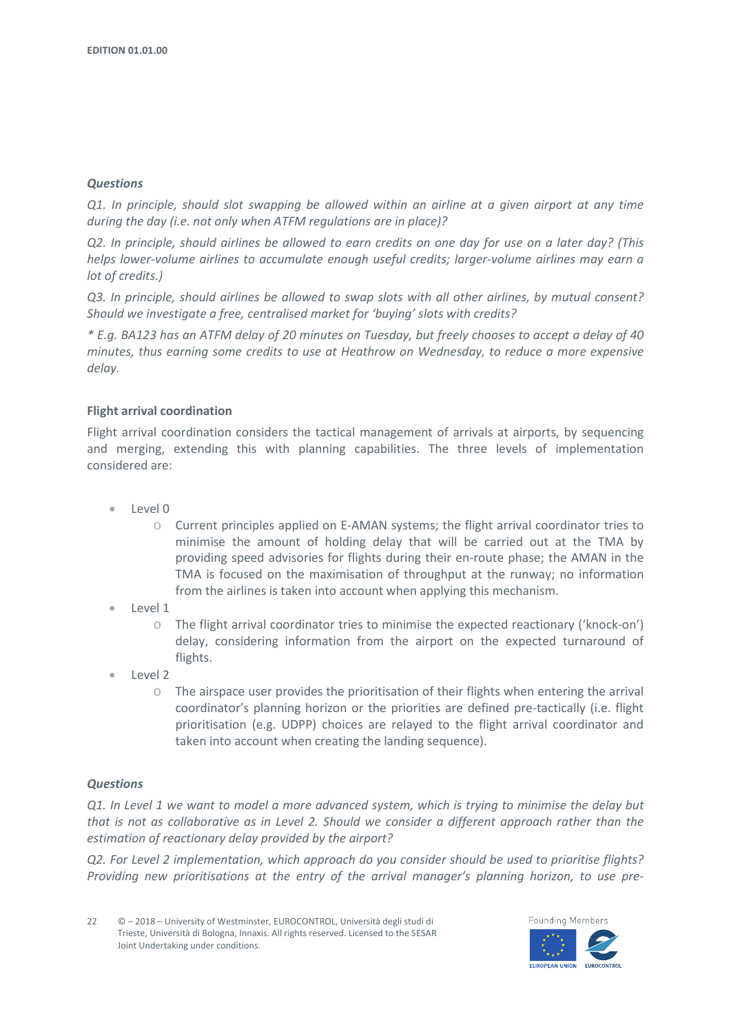***Questions***

*Q1. In principle, should slot swapping be allowed within an airline at a given airport at any time during the day (i.e. not only when ATFM regulations are in place)?*

*Q2. In principle, should airlines be allowed to earn credits on one day for use on a later day? (This helps lower-volume airlines to accumulate enough useful credits; larger-volume airlines may earn a lot of credits.)*

*Q3. In principle, should airlines be allowed to swap slots with all other airlines, by mutual consent? Should we investigate a free, centralised market for 'buying' slots with credits?*

** E.g. BA123 has an ATFM delay of 20 minutes on Tuesday, but freely chooses to accept a delay of 40 minutes, thus earning some credits to use at Heathrow on Wednesday, to reduce a more expensive delay.*

**Flight arrival coordination**

Flight arrival coordination considers the tactical management of arrivals at airports, by sequencing and merging, extending this with planning capabilities. The three levels of implementation considered are:

- Level 0
  - Current principles applied on E-AMAN systems; the flight arrival coordinator tries to minimise the amount of holding delay that will be carried out at the TMA by providing speed advisories for flights during their en-route phase; the AMAN in the TMA is focused on the maximisation of throughput at the runway; no information from the airlines is taken into account when applying this mechanism.
- Level 1
  - The flight arrival coordinator tries to minimise the expected reactionary ('knock-on') delay, considering information from the airport on the expected turnaround of flights.
- Level 2
  - The airspace user provides the prioritisation of their flights when entering the arrival coordinator's planning horizon or the priorities are defined pre-tactically (i.e. flight prioritisation (e.g. UDPP) choices are relayed to the flight arrival coordinator and taken into account when creating the landing sequence).

***Questions***

*Q1. In Level 1 we want to model a more advanced system, which is trying to minimise the delay but that is not as collaborative as in Level 2. Should we consider a different approach rather than the estimation of reactionary delay provided by the airport?*

*Q2. For Level 2 implementation, which approach do you consider should be used to prioritise flights? Providing new prioritisations at the entry of the arrival manager's planning horizon, to use pre-*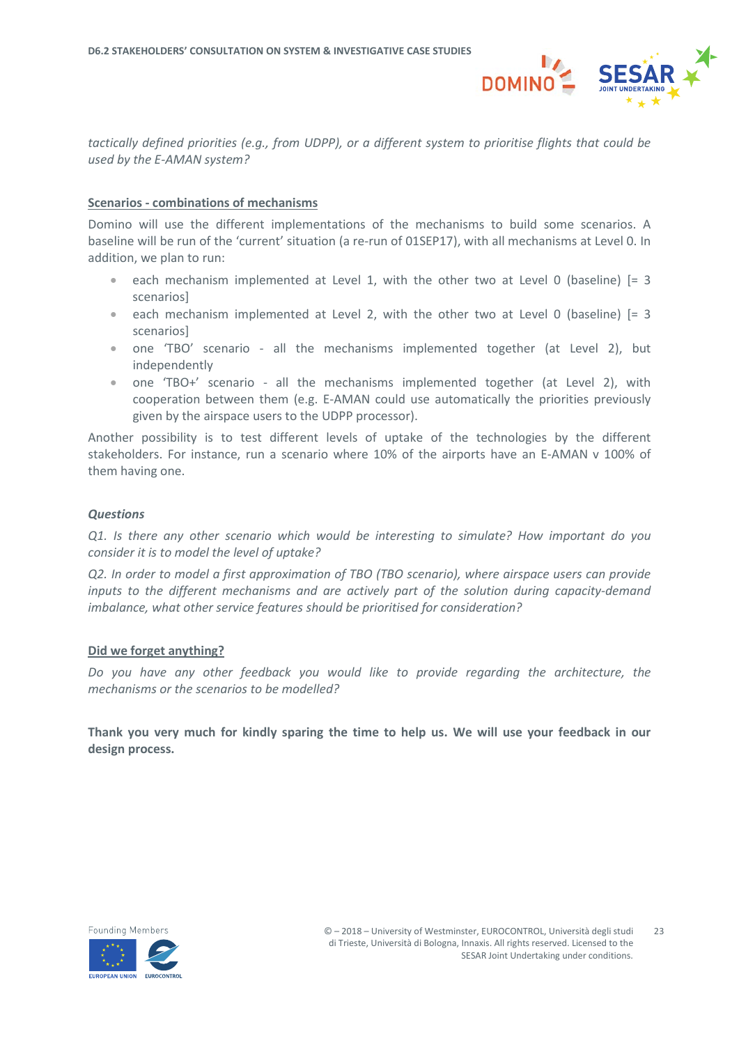*tactically defined priorities (e.g., from UDPP), or a different system to prioritise flights that could be used by the E-AMAN system?*

**Scenarios - combinations of mechanisms**

Domino will use the different implementations of the mechanisms to build some scenarios. A baseline will be run of the 'current' situation (a re-run of 01SEP17), with all mechanisms at Level 0. In addition, we plan to run:

- each mechanism implemented at Level 1, with the other two at Level 0 (baseline) [= 3 scenarios]
- each mechanism implemented at Level 2, with the other two at Level 0 (baseline) [= 3 scenarios]
- one 'TBO' scenario - all the mechanisms implemented together (at Level 2), but independently
- one 'TBO+' scenario - all the mechanisms implemented together (at Level 2), with cooperation between them (e.g. E-AMAN could use automatically the priorities previously given by the airspace users to the UDPP processor).

Another possibility is to test different levels of uptake of the technologies by the different stakeholders. For instance, run a scenario where 10% of the airports have an E-AMAN v 100% of them having one.

***Questions***

*Q1. Is there any other scenario which would be interesting to simulate? How important do you consider it is to model the level of uptake?*

*Q2. In order to model a first approximation of TBO (TBO scenario), where airspace users can provide inputs to the different mechanisms and are actively part of the solution during capacity-demand imbalance, what other service features should be prioritised for consideration?*

**Did we forget anything?**

*Do you have any other feedback you would like to provide regarding the architecture, the mechanisms or the scenarios to be modelled?*

**Thank you very much for kindly sparing the time to help us. We will use your feedback in our design process.**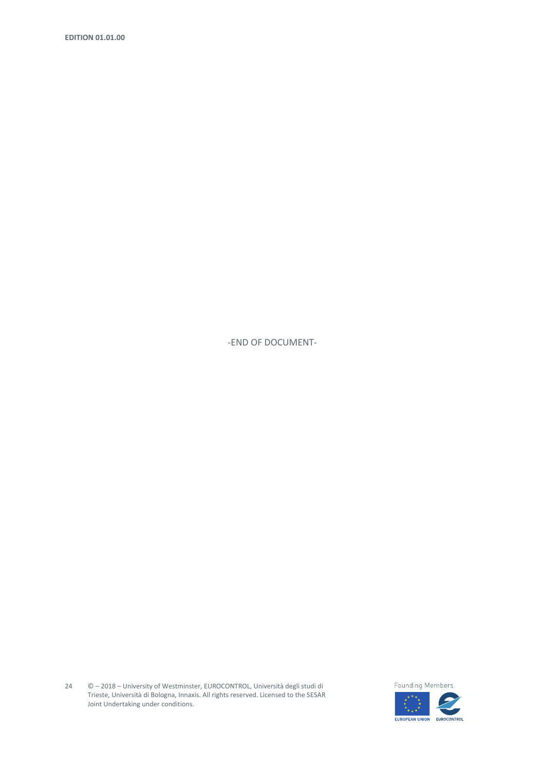-END OF DOCUMENT-